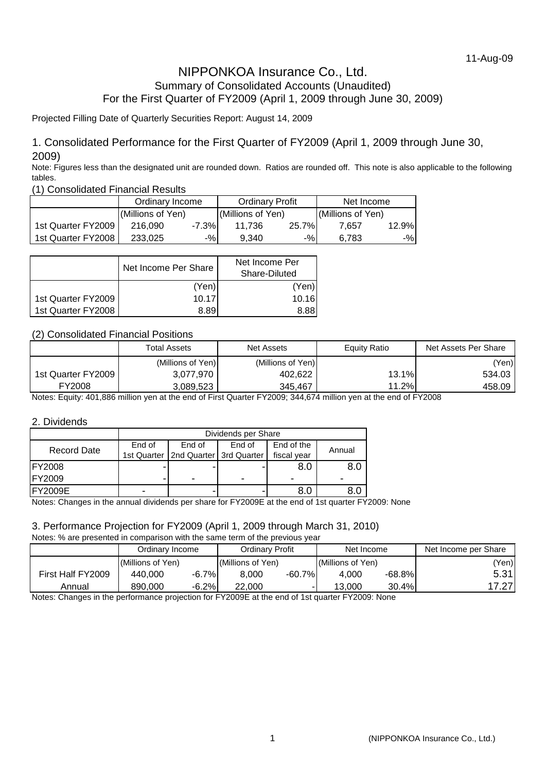11-Aug-09

# NIPPONKOA Insurance Co., Ltd.

## Summary of Consolidated Accounts (Unaudited)

## For the First Quarter of FY2009 (April 1, 2009 through June 30, 2009)

Projected Filling Date of Quarterly Securities Report: August 14, 2009

### 1. Consolidated Performance for the First Quarter of FY2009 (April 1, 2009 through June 30, 2009)

Note: Figures less than the designated unit are rounded down. Ratios are rounded off. This note is also applicable to the following tables.

#### (1) Consolidated Financial Results

| | Ordinary Income | | Ordinary Profit | | Net Income | |
|---|---|---|---|---|---|---|
| | (Millions of Yen) | | (Millions of Yen) | | (Millions of Yen) | |
| 1st Quarter FY2009 | 216,090 | -7.3% | 11,736 | 25.7% | 7,657 | 12.9% |
| 1st Quarter FY2008 | 233,025 | -% | 9,340 | -% | 6,783 | -% |

| | Net Income Per Share | Net Income Per Share-Diluted |
|---|---|---|
| | (Yen) | (Yen) |
| 1st Quarter FY2009 | 10.17 | 10.16 |
| 1st Quarter FY2008 | 8.89 | 8.88 |

#### (2) Consolidated Financial Positions

| | Total Assets | Net Assets | Equity Ratio | Net Assets Per Share |
|---|---|---|---|---|
| | (Millions of Yen) | (Millions of Yen) | | (Yen) |
| 1st Quarter FY2009 | 3,077,970 | 402,622 | 13.1% | 534.03 |
| FY2008 | 3,089,523 | 345,467 | 11.2% | 458.09 |

Notes: Equity: 401,886 million yen at the end of First Quarter FY2009; 344,674 million yen at the end of FY2008

### 2. Dividends

| | Dividends per Share | | | | |
|---|---|---|---|---|---|
| Record Date | End of 1st Quarter | End of 2nd Quarter | End of 3rd Quarter | End of the fiscal year | Annual |
| FY2008 | - | - | - | 8.0 | 8.0 |
| FY2009 | - | - | - | - | - |
| FY2009E | - | - | - | 8.0 | 8.0 |

Notes: Changes in the annual dividends per share for FY2009E at the end of 1st quarter FY2009: None

### 3. Performance Projection for FY2009 (April 1, 2009 through March 31, 2010)

Notes: % are presented in comparison with the same term of the previous year

| | Ordinary Income | | Ordinary Profit | | Net Income | | Net Income per Share |
|---|---|---|---|---|---|---|---|
| | (Millions of Yen) | | (Millions of Yen) | | (Millions of Yen) | | (Yen) |
| First Half FY2009 | 440,000 | -6.7% | 8,000 | -60.7% | 4,000 | -68.8% | 5.31 |
| Annual | 890,000 | -6.2% | 22,000 | - | 13,000 | 30.4% | 17.27 |

Notes: Changes in the performance projection for FY2009E at the end of 1st quarter FY2009: None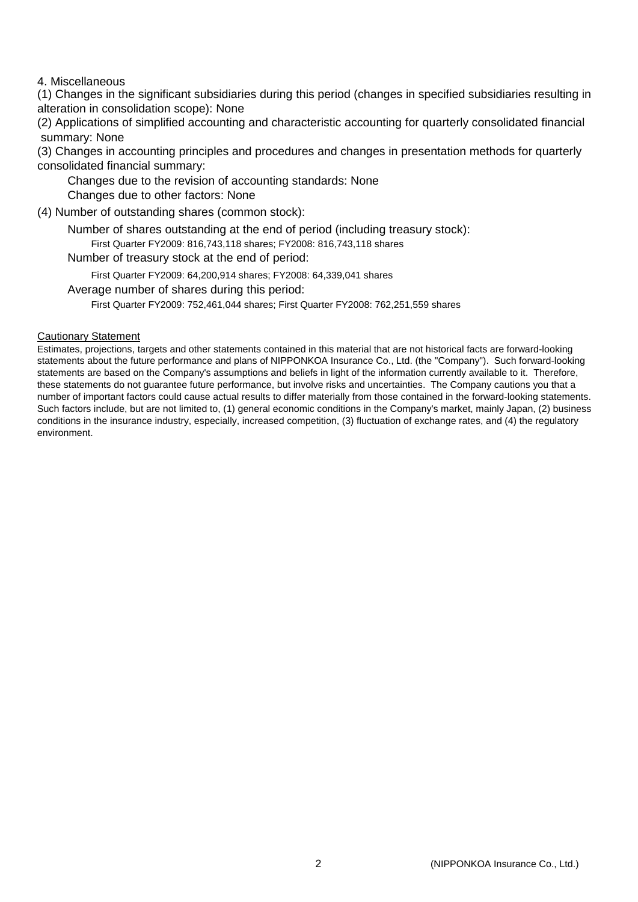4. Miscellaneous

(1) Changes in the significant subsidiaries during this period (changes in specified subsidiaries resulting in alteration in consolidation scope): None

(2) Applications of simplified accounting and characteristic accounting for quarterly consolidated financial summary: None

(3) Changes in accounting principles and procedures and changes in presentation methods for quarterly consolidated financial summary:

Changes due to the revision of accounting standards: None

Changes due to other factors: None

(4) Number of outstanding shares (common stock):

Number of shares outstanding at the end of period (including treasury stock):

First Quarter FY2009: 816,743,118 shares; FY2008: 816,743,118 shares

Number of treasury stock at the end of period:

First Quarter FY2009: 64,200,914 shares; FY2008: 64,339,041 shares

Average number of shares during this period:

First Quarter FY2009: 752,461,044 shares; First Quarter FY2008: 762,251,559 shares

Cautionary Statement

Estimates, projections, targets and other statements contained in this material that are not historical facts are forward-looking statements about the future performance and plans of NIPPONKOA Insurance Co., Ltd. (the "Company"). Such forward-looking statements are based on the Company's assumptions and beliefs in light of the information currently available to it. Therefore, these statements do not guarantee future performance, but involve risks and uncertainties. The Company cautions you that a number of important factors could cause actual results to differ materially from those contained in the forward-looking statements. Such factors include, but are not limited to, (1) general economic conditions in the Company's market, mainly Japan, (2) business conditions in the insurance industry, especially, increased competition, (3) fluctuation of exchange rates, and (4) the regulatory environment.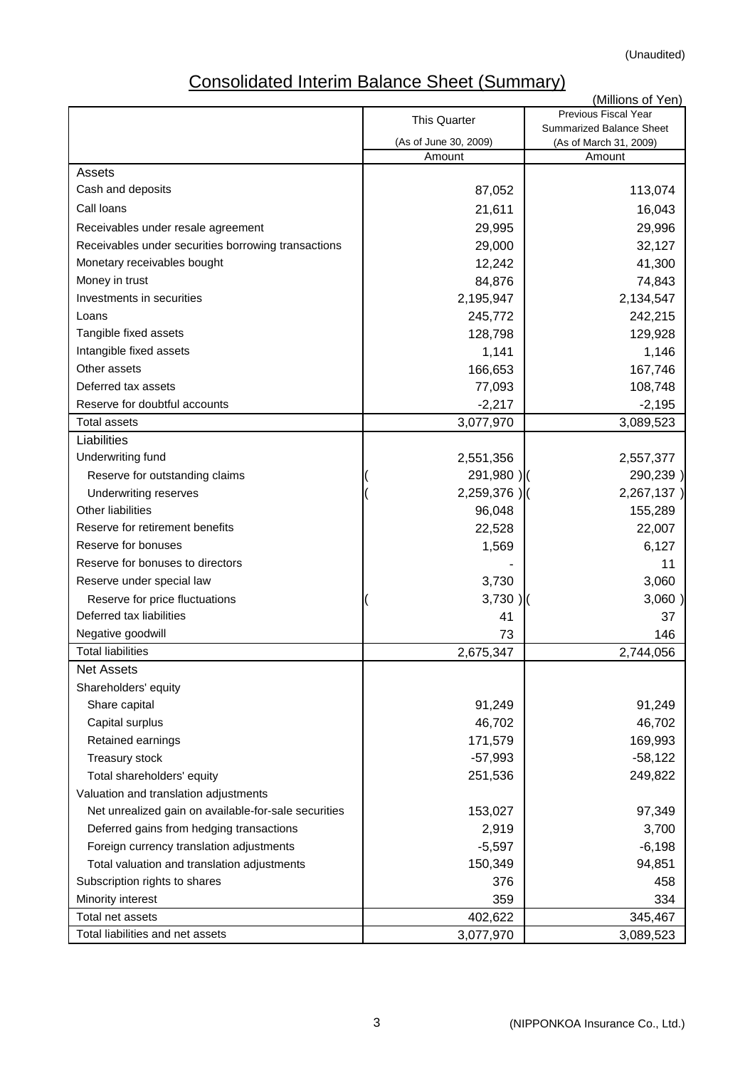(Unaudited)

# Consolidated Interim Balance Sheet (Summary)

(Millions of Yen)

| | This Quarter (As of June 30, 2009) | Previous Fiscal Year Summarized Balance Sheet (As of March 31, 2009) |
|---|---|---|
| | Amount | Amount |
| **Assets** | | |
| Cash and deposits | 87,052 | 113,074 |
| Call loans | 21,611 | 16,043 |
| Receivables under resale agreement | 29,995 | 29,996 |
| Receivables under securities borrowing transactions | 29,000 | 32,127 |
| Monetary receivables bought | 12,242 | 41,300 |
| Money in trust | 84,876 | 74,843 |
| Investments in securities | 2,195,947 | 2,134,547 |
| Loans | 245,772 | 242,215 |
| Tangible fixed assets | 128,798 | 129,928 |
| Intangible fixed assets | 1,141 | 1,146 |
| Other assets | 166,653 | 167,746 |
| Deferred tax assets | 77,093 | 108,748 |
| Reserve for doubtful accounts | -2,217 | -2,195 |
| Total assets | 3,077,970 | 3,089,523 |
| **Liabilities** | | |
| Underwriting fund | 2,551,356 | 2,557,377 |
| Reserve for outstanding claims | ( 291,980 ) | ( 290,239 ) |
| Underwriting reserves | ( 2,259,376 ) | ( 2,267,137 ) |
| Other liabilities | 96,048 | 155,289 |
| Reserve for retirement benefits | 22,528 | 22,007 |
| Reserve for bonuses | 1,569 | 6,127 |
| Reserve for bonuses to directors | - | 11 |
| Reserve under special law | 3,730 | 3,060 |
| Reserve for price fluctuations | ( 3,730 ) | ( 3,060 ) |
| Deferred tax liabilities | 41 | 37 |
| Negative goodwill | 73 | 146 |
| Total liabilities | 2,675,347 | 2,744,056 |
| **Net Assets** | | |
| Shareholders' equity | | |
| Share capital | 91,249 | 91,249 |
| Capital surplus | 46,702 | 46,702 |
| Retained earnings | 171,579 | 169,993 |
| Treasury stock | -57,993 | -58,122 |
| Total shareholders' equity | 251,536 | 249,822 |
| Valuation and translation adjustments | | |
| Net unrealized gain on available-for-sale securities | 153,027 | 97,349 |
| Deferred gains from hedging transactions | 2,919 | 3,700 |
| Foreign currency translation adjustments | -5,597 | -6,198 |
| Total valuation and translation adjustments | 150,349 | 94,851 |
| Subscription rights to shares | 376 | 458 |
| Minority interest | 359 | 334 |
| Total net assets | 402,622 | 345,467 |
| Total liabilities and net assets | 3,077,970 | 3,089,523 |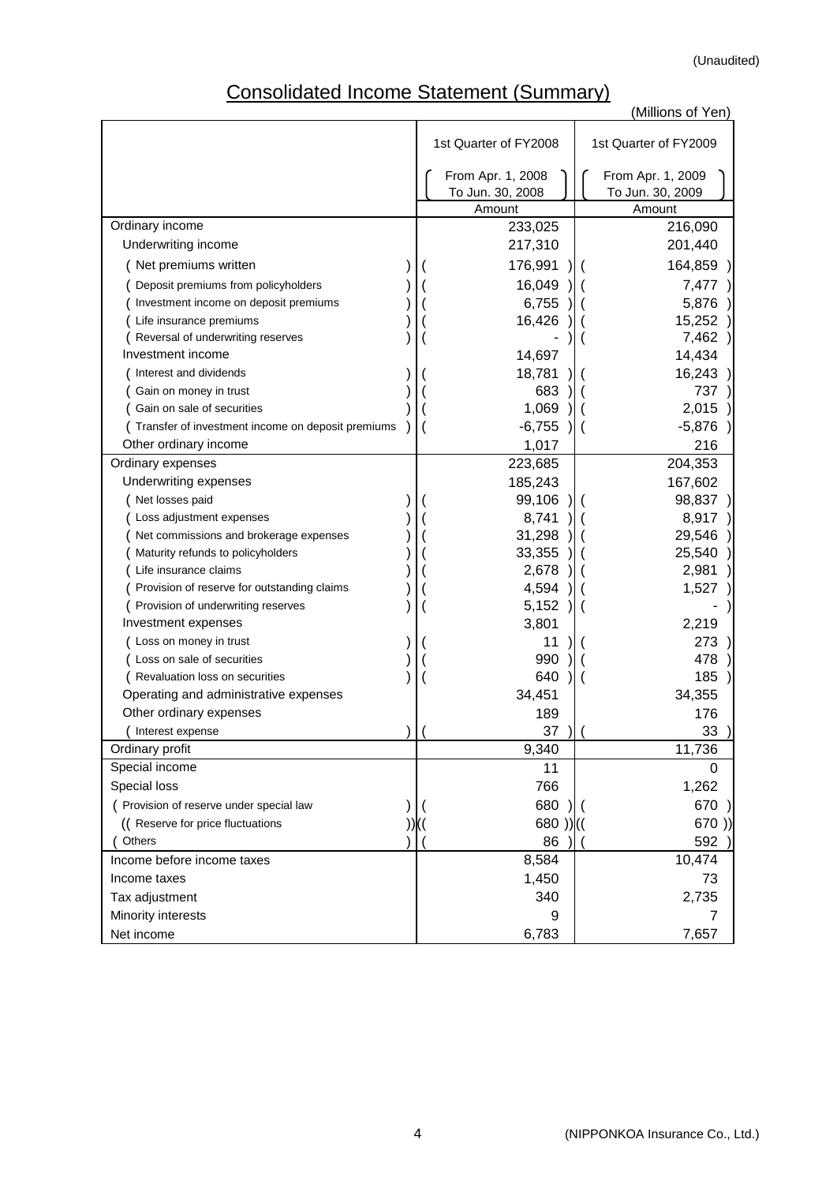(Unaudited)

# Consolidated Income Statement (Summary)

(Millions of Yen)

| | 1st Quarter of FY2008 (From Apr. 1, 2008 To Jun. 30, 2008) | 1st Quarter of FY2009 (From Apr. 1, 2009 To Jun. 30, 2009) |
|---|---|---|
| | Amount | Amount |
| Ordinary income | 233,025 | 216,090 |
| Underwriting income | 217,310 | 201,440 |
| ( Net premiums written ) | ( 176,991 ) | ( 164,859 ) |
| ( Deposit premiums from policyholders ) | ( 16,049 ) | ( 7,477 ) |
| ( Investment income on deposit premiums ) | ( 6,755 ) | ( 5,876 ) |
| ( Life insurance premiums ) | ( 16,426 ) | ( 15,252 ) |
| ( Reversal of underwriting reserves ) | ( - ) | ( 7,462 ) |
| Investment income | 14,697 | 14,434 |
| ( Interest and dividends ) | ( 18,781 ) | ( 16,243 ) |
| ( Gain on money in trust ) | ( 683 ) | ( 737 ) |
| ( Gain on sale of securities ) | ( 1,069 ) | ( 2,015 ) |
| ( Transfer of investment income on deposit premiums ) | ( -6,755 ) | ( -5,876 ) |
| Other ordinary income | 1,017 | 216 |
| Ordinary expenses | 223,685 | 204,353 |
| Underwriting expenses | 185,243 | 167,602 |
| ( Net losses paid ) | ( 99,106 ) | ( 98,837 ) |
| ( Loss adjustment expenses ) | ( 8,741 ) | ( 8,917 ) |
| ( Net commissions and brokerage expenses ) | ( 31,298 ) | ( 29,546 ) |
| ( Maturity refunds to policyholders ) | ( 33,355 ) | ( 25,540 ) |
| ( Life insurance claims ) | ( 2,678 ) | ( 2,981 ) |
| ( Provision of reserve for outstanding claims ) | ( 4,594 ) | ( 1,527 ) |
| ( Provision of underwriting reserves ) | ( 5,152 ) | ( - ) |
| Investment expenses | 3,801 | 2,219 |
| ( Loss on money in trust ) | ( 11 ) | ( 273 ) |
| ( Loss on sale of securities ) | ( 990 ) | ( 478 ) |
| ( Revaluation loss on securities ) | ( 640 ) | ( 185 ) |
| Operating and administrative expenses | 34,451 | 34,355 |
| Other ordinary expenses | 189 | 176 |
| ( Interest expense ) | ( 37 ) | ( 33 ) |
| Ordinary profit | 9,340 | 11,736 |
| Special income | 11 | 0 |
| Special loss | 766 | 1,262 |
| ( Provision of reserve under special law ) | ( 680 ) | ( 670 ) |
| (( Reserve for price fluctuations )) | (( 680 )) | (( 670 )) |
| ( Others ) | ( 86 ) | ( 592 ) |
| Income before income taxes | 8,584 | 10,474 |
| Income taxes | 1,450 | 73 |
| Tax adjustment | 340 | 2,735 |
| Minority interests | 9 | 7 |
| Net income | 6,783 | 7,657 |

(NIPPONKOA Insurance Co., Ltd.)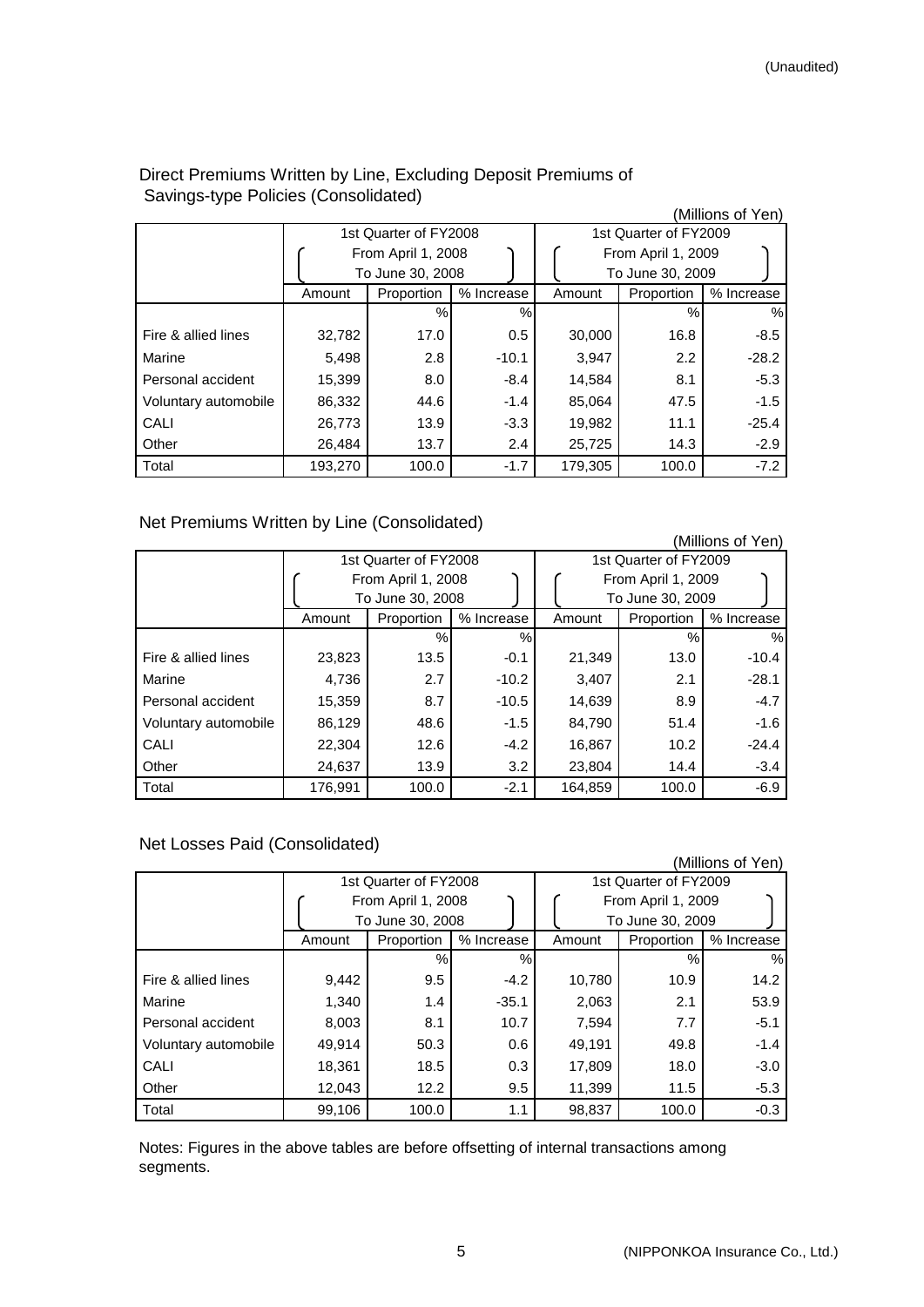(Unaudited)

## Direct Premiums Written by Line, Excluding Deposit Premiums of Savings-type Policies (Consolidated)

(Millions of Yen)

| | 1st Quarter of FY2008 (From April 1, 2008 To June 30, 2008) | | | 1st Quarter of FY2009 (From April 1, 2009 To June 30, 2009) | | |
|---|---|---|---|---|---|---|
| | Amount | Proportion | % Increase | Amount | Proportion | % Increase |
| | | % | % | | % | % |
| Fire & allied lines | 32,782 | 17.0 | 0.5 | 30,000 | 16.8 | -8.5 |
| Marine | 5,498 | 2.8 | -10.1 | 3,947 | 2.2 | -28.2 |
| Personal accident | 15,399 | 8.0 | -8.4 | 14,584 | 8.1 | -5.3 |
| Voluntary automobile | 86,332 | 44.6 | -1.4 | 85,064 | 47.5 | -1.5 |
| CALI | 26,773 | 13.9 | -3.3 | 19,982 | 11.1 | -25.4 |
| Other | 26,484 | 13.7 | 2.4 | 25,725 | 14.3 | -2.9 |
| Total | 193,270 | 100.0 | -1.7 | 179,305 | 100.0 | -7.2 |

## Net Premiums Written by Line (Consolidated)

(Millions of Yen)

| | 1st Quarter of FY2008 (From April 1, 2008 To June 30, 2008) | | | 1st Quarter of FY2009 (From April 1, 2009 To June 30, 2009) | | |
|---|---|---|---|---|---|---|
| | Amount | Proportion | % Increase | Amount | Proportion | % Increase |
| | | % | % | | % | % |
| Fire & allied lines | 23,823 | 13.5 | -0.1 | 21,349 | 13.0 | -10.4 |
| Marine | 4,736 | 2.7 | -10.2 | 3,407 | 2.1 | -28.1 |
| Personal accident | 15,359 | 8.7 | -10.5 | 14,639 | 8.9 | -4.7 |
| Voluntary automobile | 86,129 | 48.6 | -1.5 | 84,790 | 51.4 | -1.6 |
| CALI | 22,304 | 12.6 | -4.2 | 16,867 | 10.2 | -24.4 |
| Other | 24,637 | 13.9 | 3.2 | 23,804 | 14.4 | -3.4 |
| Total | 176,991 | 100.0 | -2.1 | 164,859 | 100.0 | -6.9 |

## Net Losses Paid (Consolidated)

(Millions of Yen)

| | 1st Quarter of FY2008 (From April 1, 2008 To June 30, 2008) | | | 1st Quarter of FY2009 (From April 1, 2009 To June 30, 2009) | | |
|---|---|---|---|---|---|---|
| | Amount | Proportion | % Increase | Amount | Proportion | % Increase |
| | | % | % | | % | % |
| Fire & allied lines | 9,442 | 9.5 | -4.2 | 10,780 | 10.9 | 14.2 |
| Marine | 1,340 | 1.4 | -35.1 | 2,063 | 2.1 | 53.9 |
| Personal accident | 8,003 | 8.1 | 10.7 | 7,594 | 7.7 | -5.1 |
| Voluntary automobile | 49,914 | 50.3 | 0.6 | 49,191 | 49.8 | -1.4 |
| CALI | 18,361 | 18.5 | 0.3 | 17,809 | 18.0 | -3.0 |
| Other | 12,043 | 12.2 | 9.5 | 11,399 | 11.5 | -5.3 |
| Total | 99,106 | 100.0 | 1.1 | 98,837 | 100.0 | -0.3 |

Notes: Figures in the above tables are before offsetting of internal transactions among segments.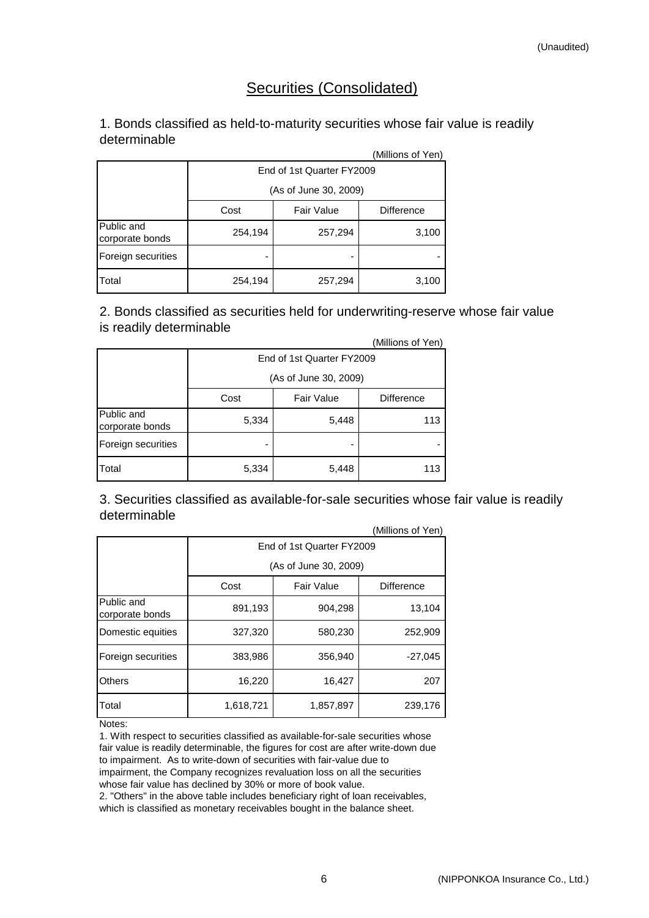(Unaudited)

# Securities (Consolidated)

## 1. Bonds classified as held-to-maturity securities whose fair value is readily determinable

(Millions of Yen)

| | End of 1st Quarter FY2009 (As of June 30, 2009) | | |
|---|---|---|---|
| | Cost | Fair Value | Difference |
| Public and corporate bonds | 254,194 | 257,294 | 3,100 |
| Foreign securities | - | - | - |
| Total | 254,194 | 257,294 | 3,100 |

## 2. Bonds classified as securities held for underwriting-reserve whose fair value is readily determinable

(Millions of Yen)

| | End of 1st Quarter FY2009 (As of June 30, 2009) | | |
|---|---|---|---|
| | Cost | Fair Value | Difference |
| Public and corporate bonds | 5,334 | 5,448 | 113 |
| Foreign securities | - | - | - |
| Total | 5,334 | 5,448 | 113 |

## 3. Securities classified as available-for-sale securities whose fair value is readily determinable

(Millions of Yen)

| | End of 1st Quarter FY2009 (As of June 30, 2009) | | |
|---|---|---|---|
| | Cost | Fair Value | Difference |
| Public and corporate bonds | 891,193 | 904,298 | 13,104 |
| Domestic equities | 327,320 | 580,230 | 252,909 |
| Foreign securities | 383,986 | 356,940 | -27,045 |
| Others | 16,220 | 16,427 | 207 |
| Total | 1,618,721 | 1,857,897 | 239,176 |

Notes:

1. With respect to securities classified as available-for-sale securities whose fair value is readily determinable, the figures for cost are after write-down due to impairment. As to write-down of securities with fair-value due to impairment, the Company recognizes revaluation loss on all the securities whose fair value has declined by 30% or more of book value.
2. "Others" in the above table includes beneficiary right of loan receivables, which is classified as monetary receivables bought in the balance sheet.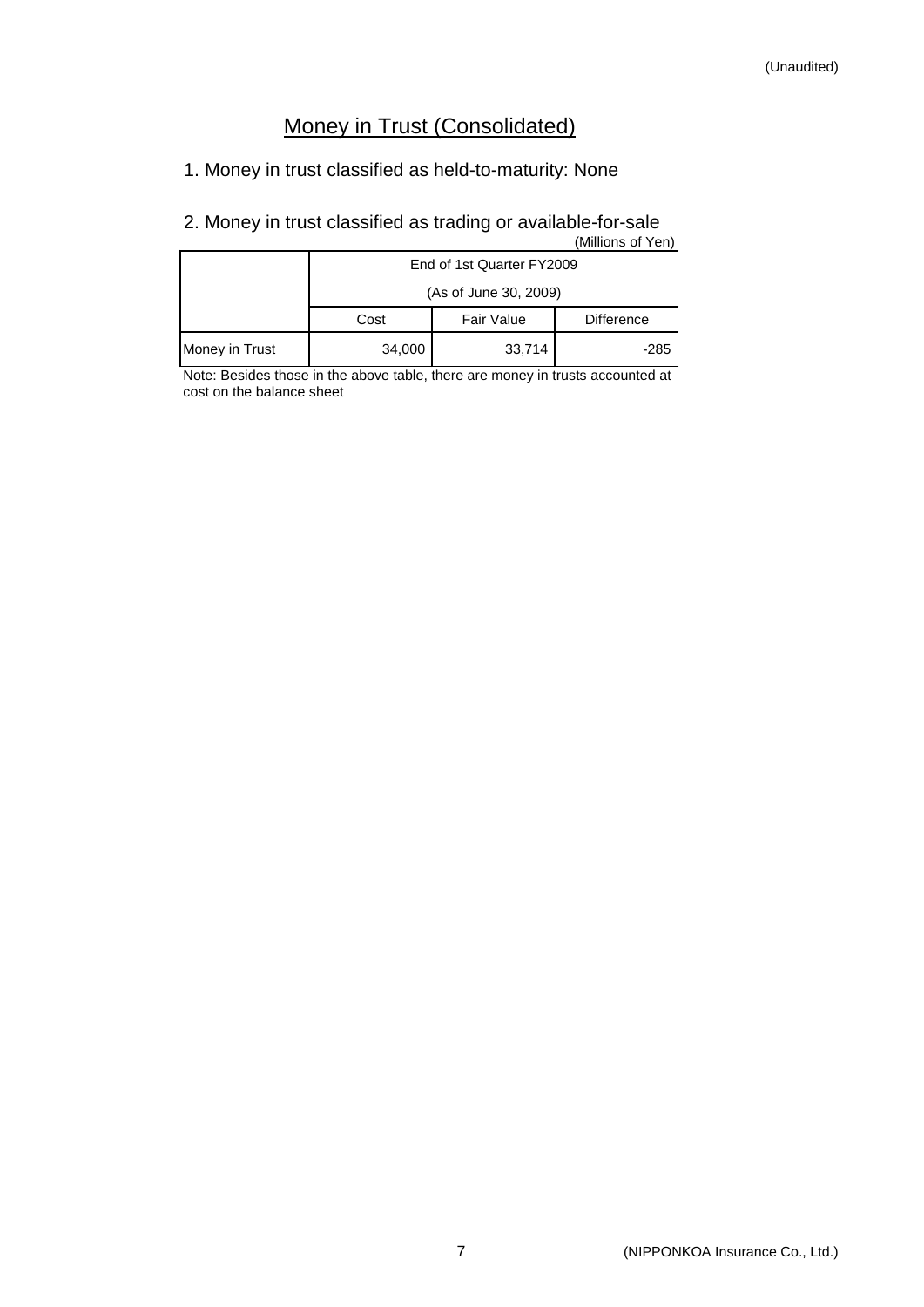(Unaudited)

# Money in Trust (Consolidated)

1. Money in trust classified as held-to-maturity: None

2. Money in trust classified as trading or available-for-sale

(Millions of Yen)

| | End of 1st Quarter FY2009 (As of June 30, 2009) | | |
|---|---|---|---|
| | Cost | Fair Value | Difference |
| Money in Trust | 34,000 | 33,714 | -285 |

Note: Besides those in the above table, there are money in trusts accounted at cost on the balance sheet

(NIPPONKOA Insurance Co., Ltd.)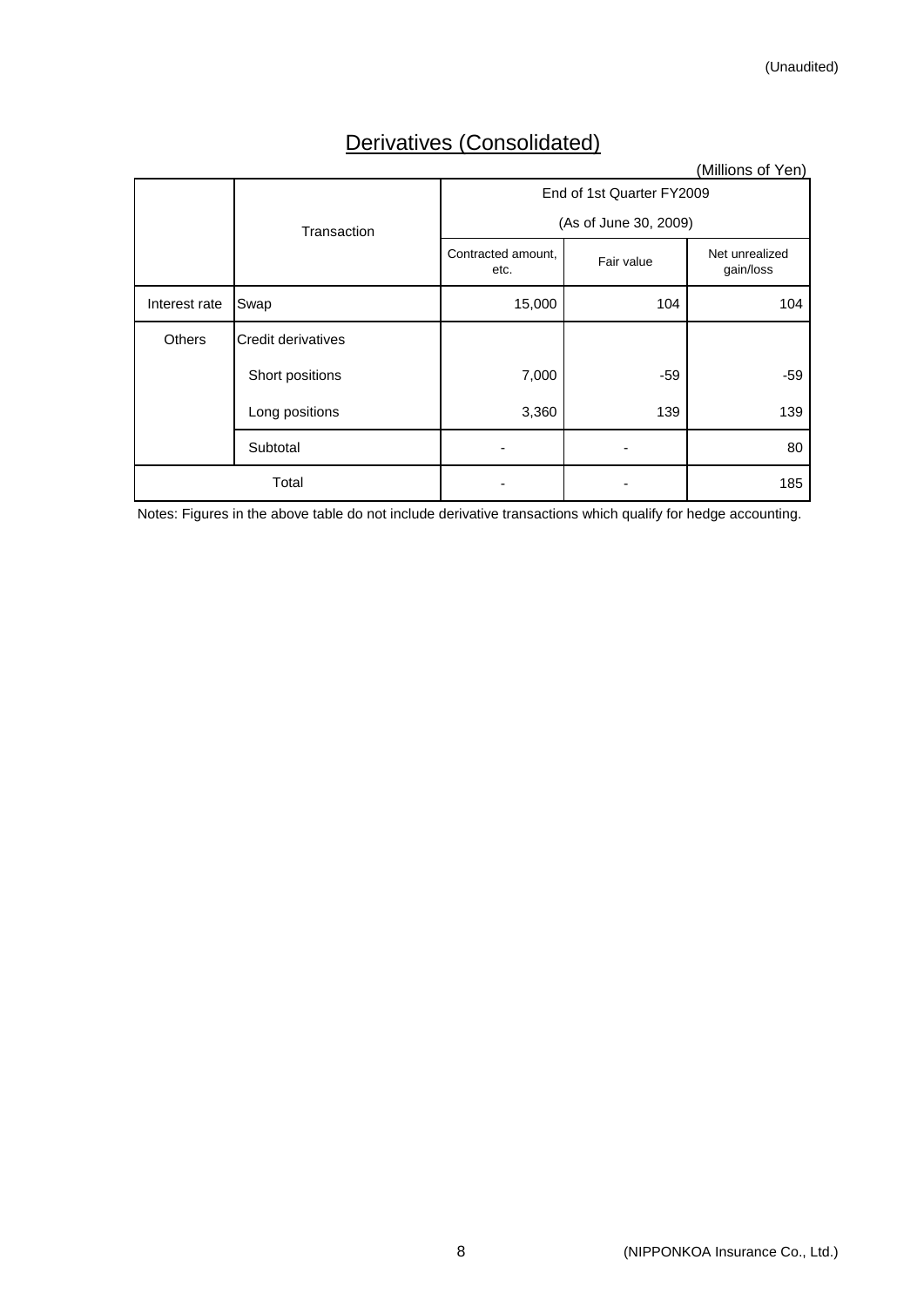(Unaudited)

# Derivatives (Consolidated)

(Millions of Yen)

| | Transaction | End of 1st Quarter FY2009 (As of June 30, 2009) | | |
|---|---|---|---|---|
| | | Contracted amount, etc. | Fair value | Net unrealized gain/loss |
| Interest rate | Swap | 15,000 | 104 | 104 |
| Others | Credit derivatives | | | |
| | Short positions | 7,000 | -59 | -59 |
| | Long positions | 3,360 | 139 | 139 |
| | Subtotal | - | - | 80 |
| Total | | - | - | 185 |

Notes: Figures in the above table do not include derivative transactions which qualify for hedge accounting.

(NIPPONKOA Insurance Co., Ltd.)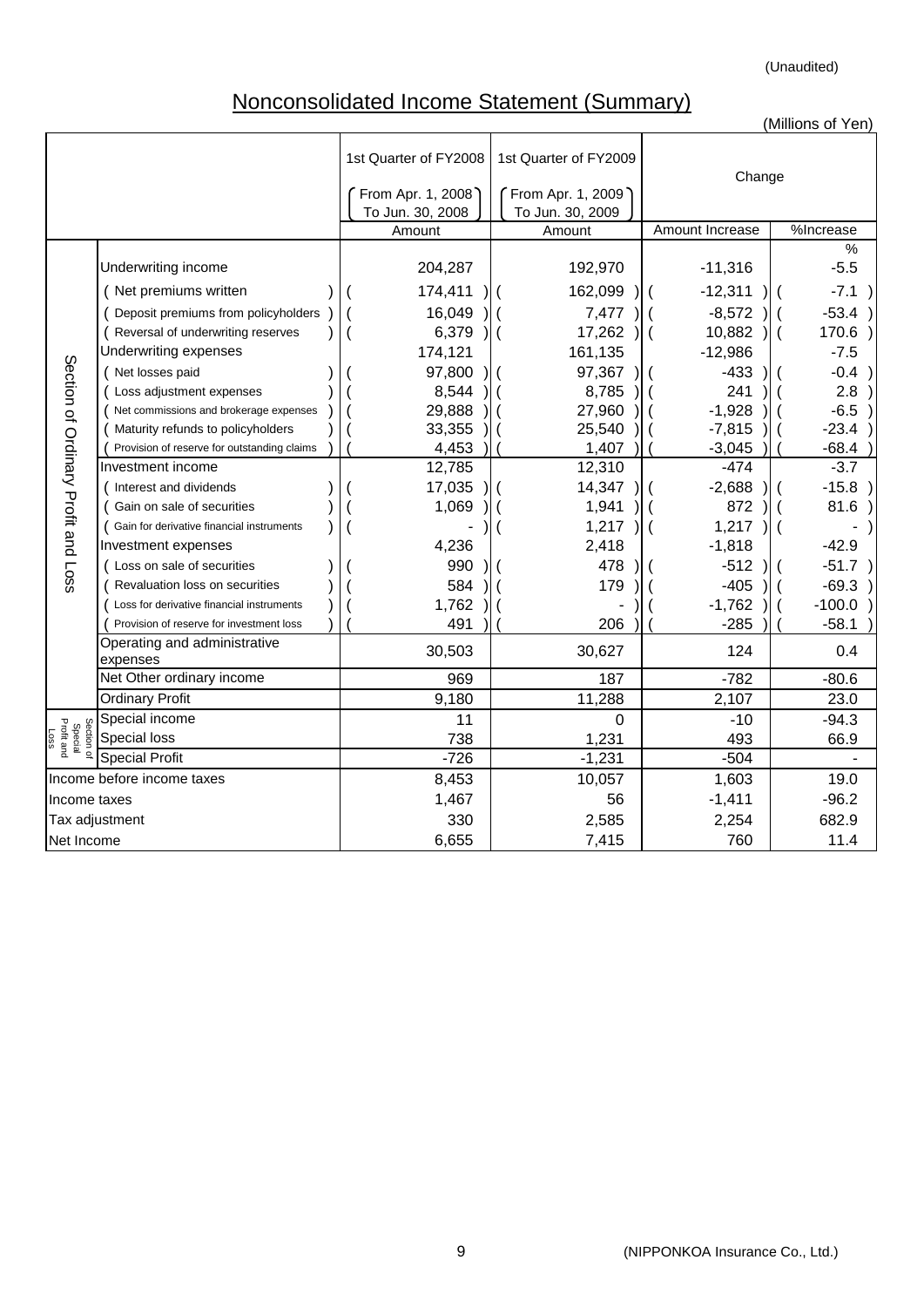(Unaudited)

# Nonconsolidated Income Statement (Summary)

(Millions of Yen)

| | | 1st Quarter of FY2008 (From Apr. 1, 2008 To Jun. 30, 2008) | 1st Quarter of FY2009 (From Apr. 1, 2009 To Jun. 30, 2009) | Change | |
|---|---|---|---|---|---|
| | | Amount | Amount | Amount Increase | %Increase |
| Section of Ordinary Profit and Loss | Underwriting income | 204,287 | 192,970 | -11,316 | -5.5 |
| | (Net premiums written) | (174,411) | (162,099) | (-12,311) | (-7.1) |
| | (Deposit premiums from policyholders) | (16,049) | (7,477) | (-8,572) | (-53.4) |
| | (Reversal of underwriting reserves) | (6,379) | (17,262) | (10,882) | (170.6) |
| | Underwriting expenses | 174,121 | 161,135 | -12,986 | -7.5 |
| | (Net losses paid) | (97,800) | (97,367) | (-433) | (-0.4) |
| | (Loss adjustment expenses) | (8,544) | (8,785) | (241) | (2.8) |
| | (Net commissions and brokerage expenses) | (29,888) | (27,960) | (-1,928) | (-6.5) |
| | (Maturity refunds to policyholders) | (33,355) | (25,540) | (-7,815) | (-23.4) |
| | (Provision of reserve for outstanding claims) | (4,453) | (1,407) | (-3,045) | (-68.4) |
| | Investment income | 12,785 | 12,310 | -474 | -3.7 |
| | (Interest and dividends) | (17,035) | (14,347) | (-2,688) | (-15.8) |
| | (Gain on sale of securities) | (1,069) | (1,941) | (872) | (81.6) |
| | (Gain for derivative financial instruments) | (-) | (1,217) | (1,217) | (-) |
| | Investment expenses | 4,236 | 2,418 | -1,818 | -42.9 |
| | (Loss on sale of securities) | (990) | (478) | (-512) | (-51.7) |
| | (Revaluation loss on securities) | (584) | (179) | (-405) | (-69.3) |
| | (Loss for derivative financial instruments) | (1,762) | (-) | (-1,762) | (-100.0) |
| | (Provision of reserve for investment loss) | (491) | (206) | (-285) | (-58.1) |
| | Operating and administrative expenses | 30,503 | 30,627 | 124 | 0.4 |
| | Net Other ordinary income | 969 | 187 | -782 | -80.6 |
| | Ordinary Profit | 9,180 | 11,288 | 2,107 | 23.0 |
| Section of Special Profit and Loss | Special income | 11 | 0 | -10 | -94.3 |
| | Special loss | 738 | 1,231 | 493 | 66.9 |
| | Special Profit | -726 | -1,231 | -504 | - |
| Income before income taxes | | 8,453 | 10,057 | 1,603 | 19.0 |
| Income taxes | | 1,467 | 56 | -1,411 | -96.2 |
| Tax adjustment | | 330 | 2,585 | 2,254 | 682.9 |
| Net Income | | 6,655 | 7,415 | 760 | 11.4 |

(NIPPONKOA Insurance Co., Ltd.)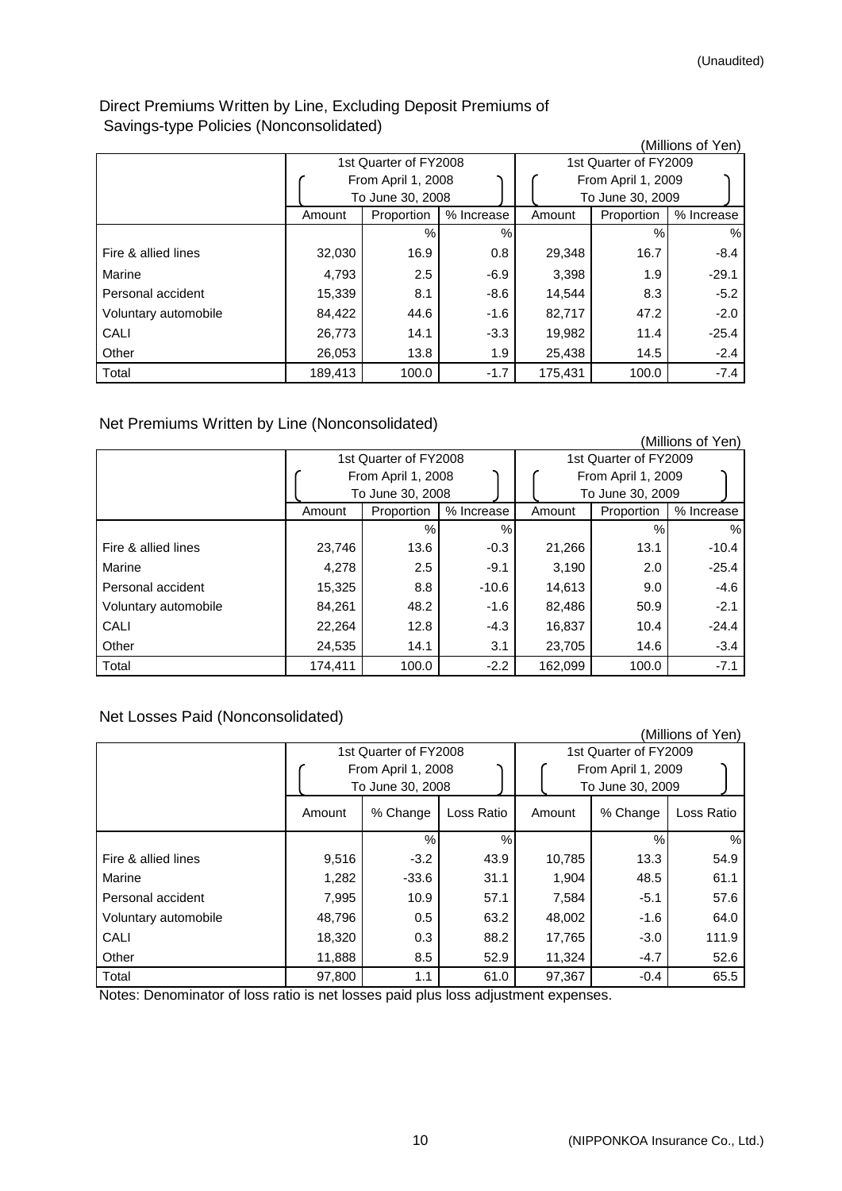(Unaudited)

## Direct Premiums Written by Line, Excluding Deposit Premiums of Savings-type Policies (Nonconsolidated)

(Millions of Yen)

| | 1st Quarter of FY2008 (From April 1, 2008 To June 30, 2008) | | | 1st Quarter of FY2009 (From April 1, 2009 To June 30, 2009) | | |
|---|---|---|---|---|---|---|
| | Amount | Proportion | % Increase | Amount | Proportion | % Increase |
| | | % | % | | % | % |
| Fire & allied lines | 32,030 | 16.9 | 0.8 | 29,348 | 16.7 | -8.4 |
| Marine | 4,793 | 2.5 | -6.9 | 3,398 | 1.9 | -29.1 |
| Personal accident | 15,339 | 8.1 | -8.6 | 14,544 | 8.3 | -5.2 |
| Voluntary automobile | 84,422 | 44.6 | -1.6 | 82,717 | 47.2 | -2.0 |
| CALI | 26,773 | 14.1 | -3.3 | 19,982 | 11.4 | -25.4 |
| Other | 26,053 | 13.8 | 1.9 | 25,438 | 14.5 | -2.4 |
| Total | 189,413 | 100.0 | -1.7 | 175,431 | 100.0 | -7.4 |

## Net Premiums Written by Line (Nonconsolidated)

(Millions of Yen)

| | 1st Quarter of FY2008 (From April 1, 2008 To June 30, 2008) | | | 1st Quarter of FY2009 (From April 1, 2009 To June 30, 2009) | | |
|---|---|---|---|---|---|---|
| | Amount | Proportion | % Increase | Amount | Proportion | % Increase |
| | | % | % | | % | % |
| Fire & allied lines | 23,746 | 13.6 | -0.3 | 21,266 | 13.1 | -10.4 |
| Marine | 4,278 | 2.5 | -9.1 | 3,190 | 2.0 | -25.4 |
| Personal accident | 15,325 | 8.8 | -10.6 | 14,613 | 9.0 | -4.6 |
| Voluntary automobile | 84,261 | 48.2 | -1.6 | 82,486 | 50.9 | -2.1 |
| CALI | 22,264 | 12.8 | -4.3 | 16,837 | 10.4 | -24.4 |
| Other | 24,535 | 14.1 | 3.1 | 23,705 | 14.6 | -3.4 |
| Total | 174,411 | 100.0 | -2.2 | 162,099 | 100.0 | -7.1 |

## Net Losses Paid (Nonconsolidated)

(Millions of Yen)

| | 1st Quarter of FY2008 (From April 1, 2008 To June 30, 2008) | | | 1st Quarter of FY2009 (From April 1, 2009 To June 30, 2009) | | |
|---|---|---|---|---|---|---|
| | Amount | % Change | Loss Ratio | Amount | % Change | Loss Ratio |
| | | % | % | | % | % |
| Fire & allied lines | 9,516 | -3.2 | 43.9 | 10,785 | 13.3 | 54.9 |
| Marine | 1,282 | -33.6 | 31.1 | 1,904 | 48.5 | 61.1 |
| Personal accident | 7,995 | 10.9 | 57.1 | 7,584 | -5.1 | 57.6 |
| Voluntary automobile | 48,796 | 0.5 | 63.2 | 48,002 | -1.6 | 64.0 |
| CALI | 18,320 | 0.3 | 88.2 | 17,765 | -3.0 | 111.9 |
| Other | 11,888 | 8.5 | 52.9 | 11,324 | -4.7 | 52.6 |
| Total | 97,800 | 1.1 | 61.0 | 97,367 | -0.4 | 65.5 |

Notes: Denominator of loss ratio is net losses paid plus loss adjustment expenses.

(NIPPONKOA Insurance Co., Ltd.)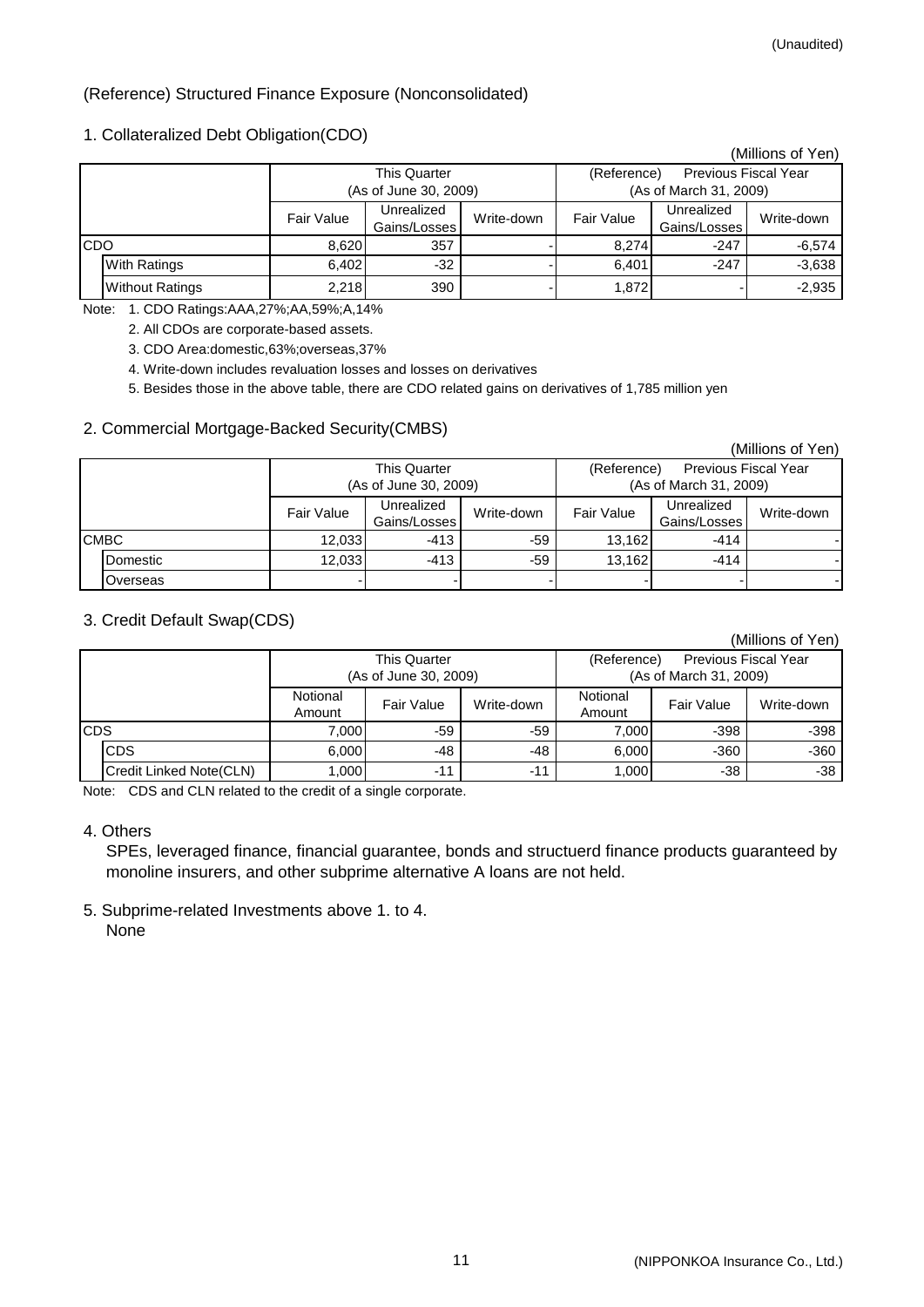(Unaudited)

## (Reference) Structured Finance Exposure (Nonconsolidated)

### 1. Collateralized Debt Obligation(CDO)

(Millions of Yen)

| | This Quarter (As of June 30, 2009) | | | (Reference) Previous Fiscal Year (As of March 31, 2009) | | |
|---|---|---|---|---|---|---|
| | Fair Value | Unrealized Gains/Losses | Write-down | Fair Value | Unrealized Gains/Losses | Write-down |
| CDO | 8,620 | 357 | - | 8,274 | -247 | -6,574 |
| With Ratings | 6,402 | -32 | - | 6,401 | -247 | -3,638 |
| Without Ratings | 2,218 | 390 | - | 1,872 | - | -2,935 |

Note: 1. CDO Ratings:AAA,27%;AA,59%;A,14%

2. All CDOs are corporate-based assets.

3. CDO Area:domestic,63%;overseas,37%

4. Write-down includes revaluation losses and losses on derivatives

5. Besides those in the above table, there are CDO related gains on derivatives of 1,785 million yen

### 2. Commercial Mortgage-Backed Security(CMBS)

(Millions of Yen)

| | This Quarter (As of June 30, 2009) | | | (Reference) Previous Fiscal Year (As of March 31, 2009) | | |
|---|---|---|---|---|---|---|
| | Fair Value | Unrealized Gains/Losses | Write-down | Fair Value | Unrealized Gains/Losses | Write-down |
| CMBC | 12,033 | -413 | -59 | 13,162 | -414 | - |
| Domestic | 12,033 | -413 | -59 | 13,162 | -414 | - |
| Overseas | - | - | - | - | - | - |

### 3. Credit Default Swap(CDS)

(Millions of Yen)

| | This Quarter (As of June 30, 2009) | | | (Reference) Previous Fiscal Year (As of March 31, 2009) | | |
|---|---|---|---|---|---|---|
| | Notional Amount | Fair Value | Write-down | Notional Amount | Fair Value | Write-down |
| CDS | 7,000 | -59 | -59 | 7,000 | -398 | -398 |
| CDS | 6,000 | -48 | -48 | 6,000 | -360 | -360 |
| Credit Linked Note(CLN) | 1,000 | -11 | -11 | 1,000 | -38 | -38 |

Note: CDS and CLN related to the credit of a single corporate.

### 4. Others

SPEs, leveraged finance, financial guarantee, bonds and structuerd finance products guaranteed by monoline insurers, and other subprime alternative A loans are not held.

### 5. Subprime-related Investments above 1. to 4.

None

(NIPPONKOA Insurance Co., Ltd.)